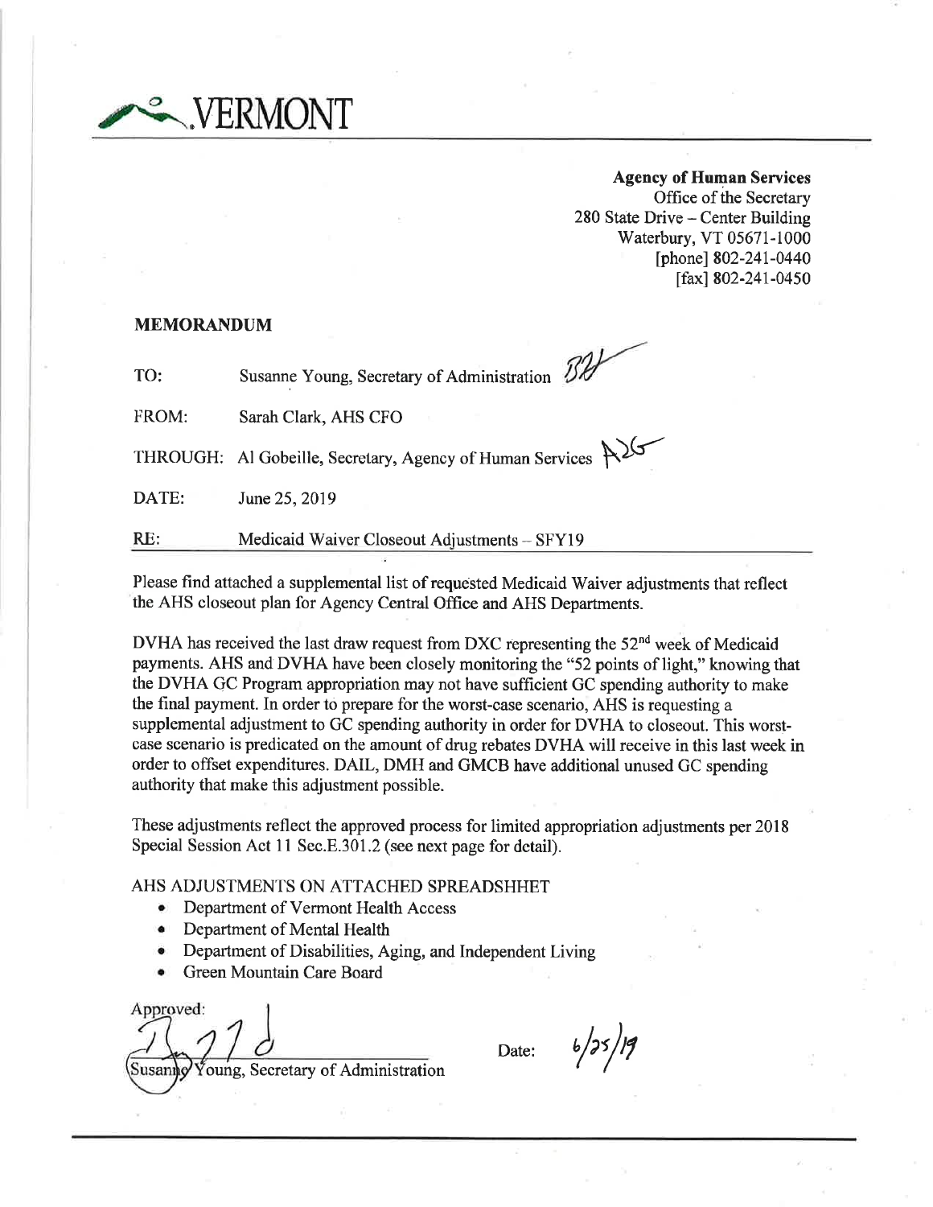VERMONT

**Agency of Human Services**
Office of the Secretary
280 State Drive – Center Building
Waterbury, VT 05671-1000
[phone] 802-241-0440
[fax] 802-241-0450

**MEMORANDUM**

TO: Susanne Young, Secretary of Administration

FROM: Sarah Clark, AHS CFO

THROUGH: Al Gobeille, Secretary, Agency of Human Services

DATE: June 25, 2019

RE: Medicaid Waiver Closeout Adjustments – SFY19

Please find attached a supplemental list of requested Medicaid Waiver adjustments that reflect the AHS closeout plan for Agency Central Office and AHS Departments.

DVHA has received the last draw request from DXC representing the 52nd week of Medicaid payments. AHS and DVHA have been closely monitoring the "52 points of light," knowing that the DVHA GC Program appropriation may not have sufficient GC spending authority to make the final payment. In order to prepare for the worst-case scenario, AHS is requesting a supplemental adjustment to GC spending authority in order for DVHA to closeout. This worst-case scenario is predicated on the amount of drug rebates DVHA will receive in this last week in order to offset expenditures. DAIL, DMH and GMCB have additional unused GC spending authority that make this adjustment possible.

These adjustments reflect the approved process for limited appropriation adjustments per 2018 Special Session Act 11 Sec.E.301.2 (see next page for detail).

AHS ADJUSTMENTS ON ATTACHED SPREADSHHET

- Department of Vermont Health Access
- Department of Mental Health
- Department of Disabilities, Aging, and Independent Living
- Green Mountain Care Board

Approved:

Susanne Young, Secretary of Administration

Date: 6/25/19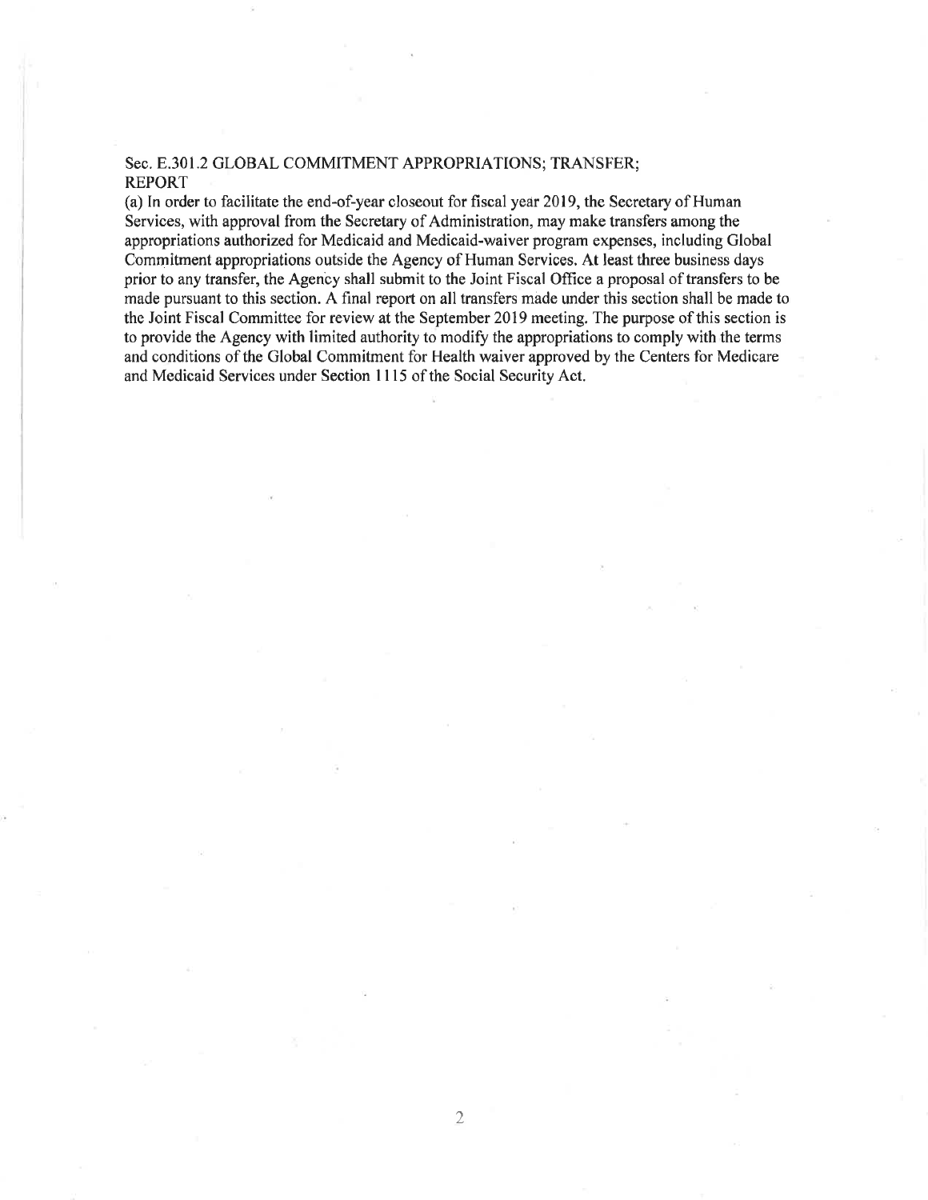Sec. E.301.2 GLOBAL COMMITMENT APPROPRIATIONS; TRANSFER; REPORT

(a) In order to facilitate the end-of-year closeout for fiscal year 2019, the Secretary of Human Services, with approval from the Secretary of Administration, may make transfers among the appropriations authorized for Medicaid and Medicaid-waiver program expenses, including Global Commitment appropriations outside the Agency of Human Services. At least three business days prior to any transfer, the Agency shall submit to the Joint Fiscal Office a proposal of transfers to be made pursuant to this section. A final report on all transfers made under this section shall be made to the Joint Fiscal Committee for review at the September 2019 meeting. The purpose of this section is to provide the Agency with limited authority to modify the appropriations to comply with the terms and conditions of the Global Commitment for Health waiver approved by the Centers for Medicare and Medicaid Services under Section 1115 of the Social Security Act.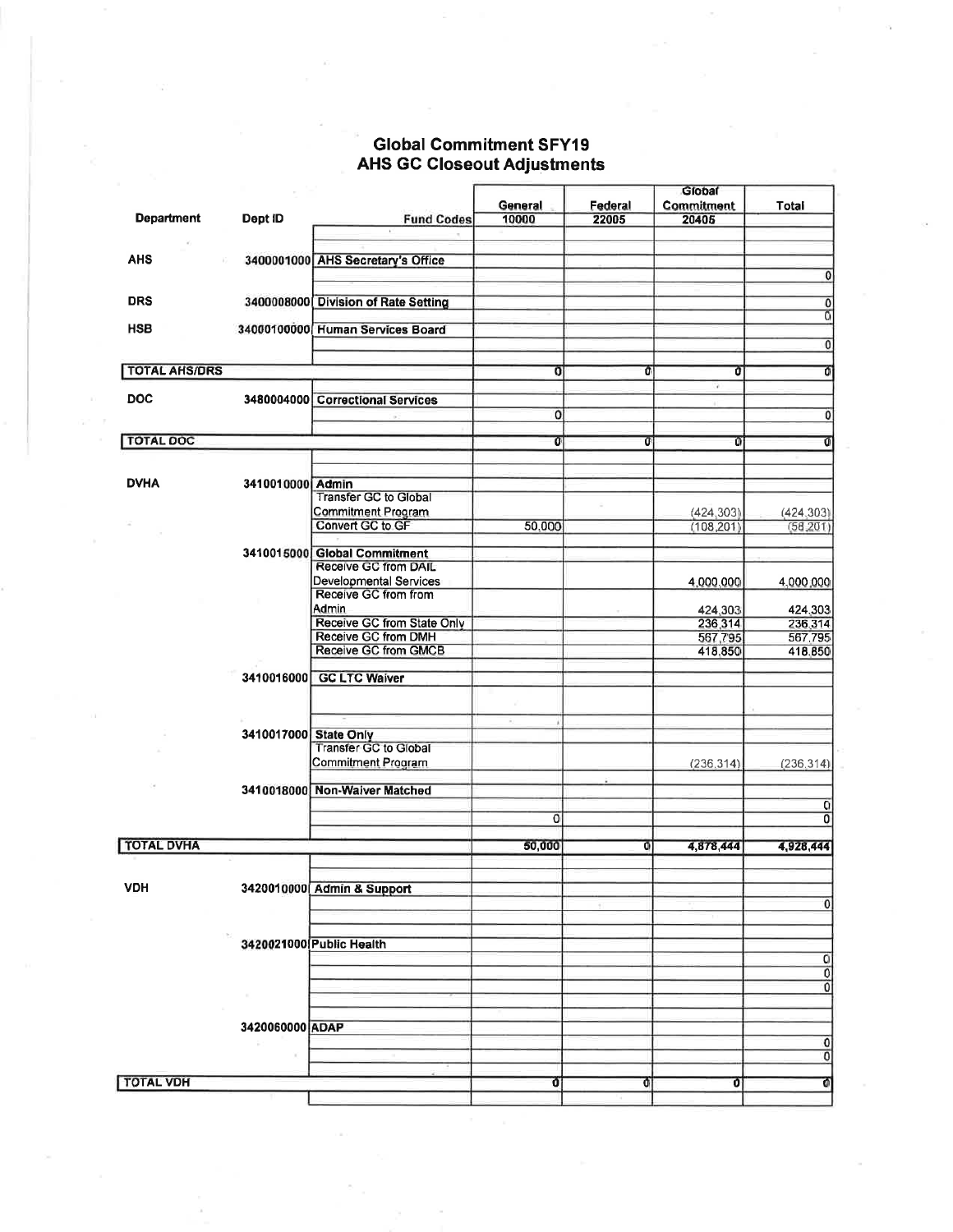# Global Commitment SFY19
## AHS GC Closeout Adjustments

| Department | Dept ID | Fund Codes | General 10000 | Federal 22005 | Global Commitment 20405 | Total |
|---|---|---|---|---|---|---|
| AHS | 3400001000 | **AHS Secretary's Office** | | | | |
| | | | | | | 0 |
| DRS | 3400008000 | **Division of Rate Setting** | | | | 0 |
| | | | | | | 0 |
| HSB | 34000100000 | **Human Services Board** | | | | |
| | | | | | | 0 |
| **TOTAL AHS/DRS** | | | 0 | 0 | 0 | 0 |
| DOC | 3480004000 | **Correctional Services** | | | | |
| | | | 0 | | | 0 |
| **TOTAL DOC** | | | 0 | 0 | 0 | 0 |
| DVHA | 3410010000 | **Admin** | | | | |
| | | Transfer GC to Global Commitment Program | | | (424,303) | (424,303) |
| | | Convert GC to GF | 50,000 | | (108,201) | (58,201) |
| | 3410015000 | **Global Commitment** | | | | |
| | | Receive GC from DAIL Developmental Services | | | 4,000,000 | 4,000,000 |
| | | Receive GC from from Admin | | | 424,303 | 424,303 |
| | | Receive GC from State Only | | | 236,314 | 236,314 |
| | | Receive GC from DMH | | | 567,795 | 567,795 |
| | | Receive GC from GMCB | | | 418,850 | 418,850 |
| | 3410016000 | **GC LTC Waiver** | | | | |
| | 3410017000 | **State Only** | | | | |
| | | Transfer GC to Global Commitment Program | | | (236,314) | (236,314) |
| | 3410018000 | **Non-Waiver Matched** | | | | |
| | | | | | | 0 |
| | | | 0 | | | 0 |
| **TOTAL DVHA** | | | 50,000 | 0 | 4,878,444 | 4,928,444 |
| VDH | 3420010000 | **Admin & Support** | | | | |
| | | | | | | 0 |
| | 3420021000 | **Public Health** | | | | |
| | | | | | | 0 |
| | | | | | | 0 |
| | | | | | | 0 |
| | 3420060000 | **ADAP** | | | | |
| | | | | | | 0 |
| | | | | | | 0 |
| **TOTAL VDH** | | | 0 | 0 | 0 | 0 |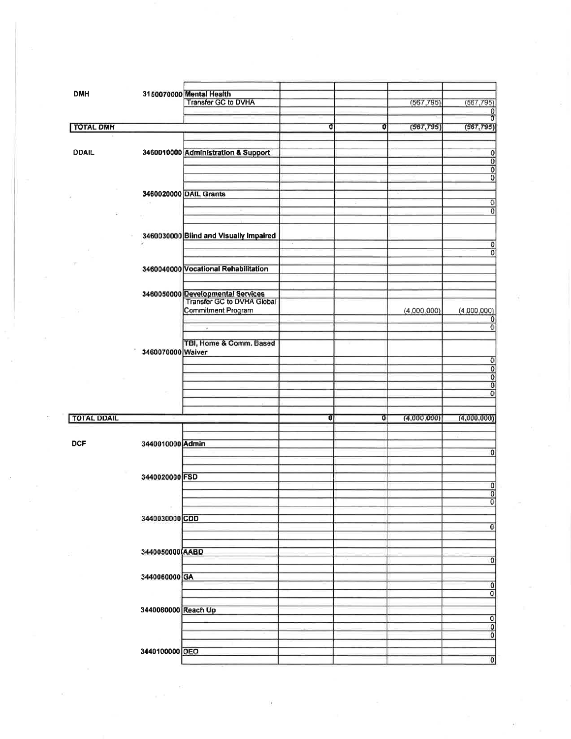| Dept | Appropriation | Description | | | | |
|---|---|---|---|---|---|---|
| DMH | 3150070000 | **Mental Health** | | | | |
| | | Transfer GC to DVHA | | | (567,795) | (567,795) |
| | | | | | | 0 |
| | | | | | | 0 |
| **TOTAL DMH** | | | 0 | 0 | (567,795) | (567,795) |
| | | | | | | |
| DDAIL | 3460010000 | **Administration & Support** | | | | 0 |
| | | | | | | 0 |
| | | | | | | 0 |
| | | | | | | 0 |
| | 3460020000 | **DAIL Grants** | | | | |
| | | | | | | 0 |
| | | | | | | 0 |
| | 3460030000 | **Blind and Visually Impaired** | | | | |
| | | | | | | 0 |
| | | | | | | 0 |
| | 3460040000 | **Vocational Rehabilitation** | | | | |
| | 3460050000 | **Developmental Services** | | | | |
| | | Transfer GC to DVHA Global Commitment Program | | | (4,000,000) | (4,000,000) |
| | | | | | | 0 |
| | | | | | | 0 |
| | 3460070000 | **TBI, Home & Comm. Based Waiver** | | | | |
| | | | | | | 0 |
| | | | | | | 0 |
| | | | | | | 0 |
| | | | | | | 0 |
| | | | | | | 0 |
| **TOTAL DDAIL** | | | 0 | 0 | (4,000,000) | (4,000,000) |
| | | | | | | |
| DCF | 3440010000 | **Admin** | | | | |
| | | | | | | 0 |
| | 3440020000 | **FSD** | | | | |
| | | | | | | 0 |
| | | | | | | 0 |
| | | | | | | 0 |
| | 3440030000 | **CDD** | | | | |
| | | | | | | 0 |
| | 3440050000 | **AABD** | | | | |
| | | | | | | 0 |
| | 3440060000 | **GA** | | | | |
| | | | | | | 0 |
| | | | | | | 0 |
| | 3440080000 | **Reach Up** | | | | |
| | | | | | | 0 |
| | | | | | | 0 |
| | | | | | | 0 |
| | 3440100000 | **OEO** | | | | |
| | | | | | | 0 |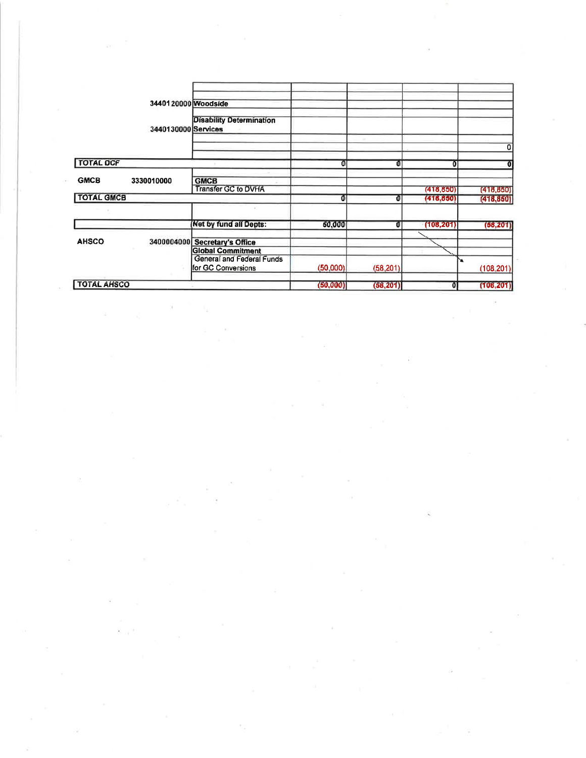| | | | | | | |
|---|---|---|---|---|---|---|
| | 3440120000 | **Woodside** | | | | |
| | 3440130000 | **Disability Determination Services** | | | | |
| | | | | | | 0 |
| **TOTAL DCF** | | | 0 | 0 | 0 | 0 |
| **GMCB** | 3330010000 | **GMCB** | | | | |
| | | Transfer GC to DVHA | | | (418,850) | (418,850) |
| **TOTAL GMCB** | | | 0 | 0 | (418,850) | (418,850) |
| | | **Net by fund all Depts:** | 50,000 | 0 | (108,201) | (58,201) |
| **AHSCO** | 3400004000 | **Secretary's Office** | | | | |
| | | **Global Commitment** | | | | |
| | | General and Federal Funds for GC Conversions | (50,000) | (58,201) | | (108,201) |
| **TOTAL AHSCO** | | | (50,000) | (58,201) | 0 | (108,201) |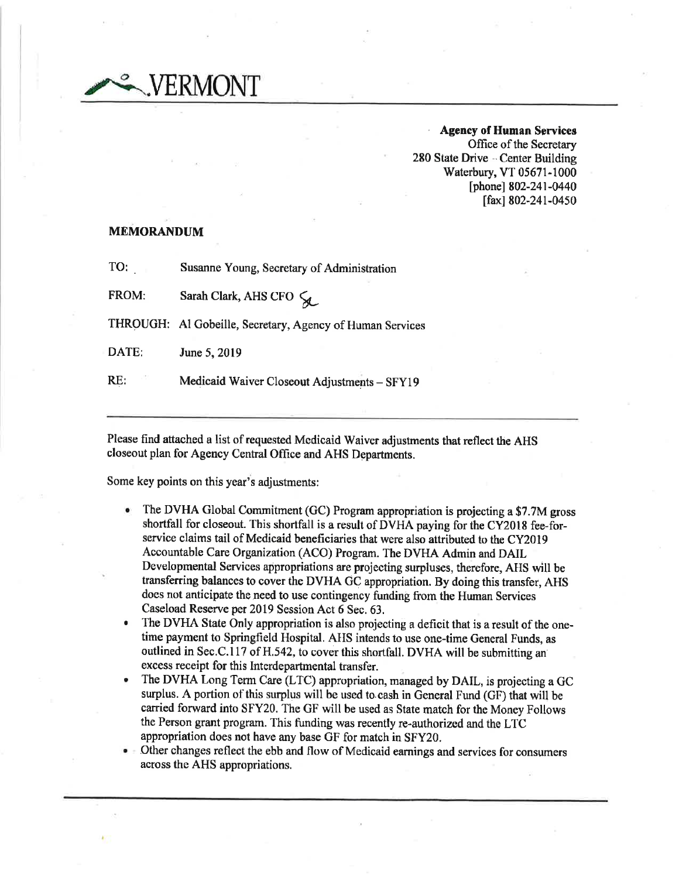VERMONT

**Agency of Human Services**
Office of the Secretary
280 State Drive – Center Building
Waterbury, VT 05671-1000
[phone] 802-241-0440
[fax] 802-241-0450

## MEMORANDUM

TO: Susanne Young, Secretary of Administration

FROM: Sarah Clark, AHS CFO

THROUGH: Al Gobeille, Secretary, Agency of Human Services

DATE: June 5, 2019

RE: Medicaid Waiver Closeout Adjustments – SFY19

---

Please find attached a list of requested Medicaid Waiver adjustments that reflect the AHS closeout plan for Agency Central Office and AHS Departments.

Some key points on this year's adjustments:

- The DVHA Global Commitment (GC) Program appropriation is projecting a $7.7M gross shortfall for closeout. This shortfall is a result of DVHA paying for the CY2018 fee-for-service claims tail of Medicaid beneficiaries that were also attributed to the CY2019 Accountable Care Organization (ACO) Program. The DVHA Admin and DAIL Developmental Services appropriations are projecting surpluses, therefore, AHS will be transferring balances to cover the DVHA GC appropriation. By doing this transfer, AHS does not anticipate the need to use contingency funding from the Human Services Caseload Reserve per 2019 Session Act 6 Sec. 63.
- The DVHA State Only appropriation is also projecting a deficit that is a result of the one-time payment to Springfield Hospital. AHS intends to use one-time General Funds, as outlined in Sec.C.117 of H.542, to cover this shortfall. DVHA will be submitting an excess receipt for this Interdepartmental transfer.
- The DVHA Long Term Care (LTC) appropriation, managed by DAIL, is projecting a GC surplus. A portion of this surplus will be used to cash in General Fund (GF) that will be carried forward into SFY20. The GF will be used as State match for the Money Follows the Person grant program. This funding was recently re-authorized and the LTC appropriation does not have any base GF for match in SFY20.
- Other changes reflect the ebb and flow of Medicaid earnings and services for consumers across the AHS appropriations.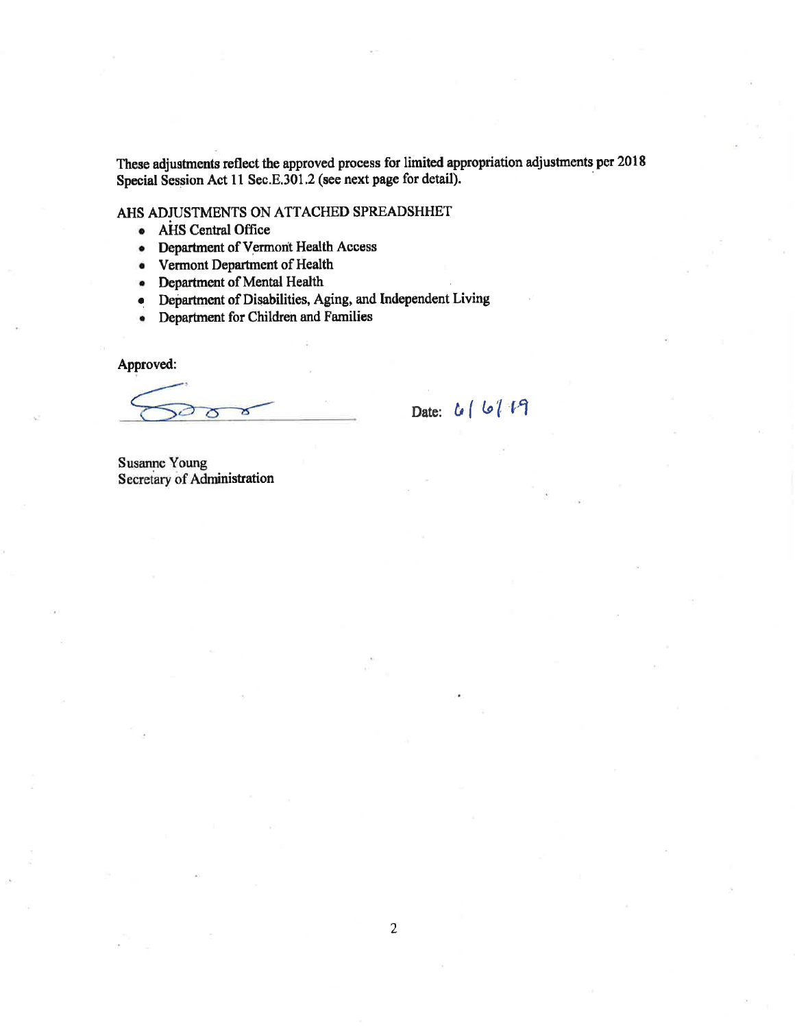These adjustments reflect the approved process for limited appropriation adjustments per 2018 Special Session Act 11 Sec.E.301.2 (see next page for detail).

AHS ADJUSTMENTS ON ATTACHED SPREADSHHET

- AHS Central Office
- Department of Vermont Health Access
- Vermont Department of Health
- Department of Mental Health
- Department of Disabilities, Aging, and Independent Living
- Department for Children and Families

Approved:

Date: 6/6/19

Susanne Young
Secretary of Administration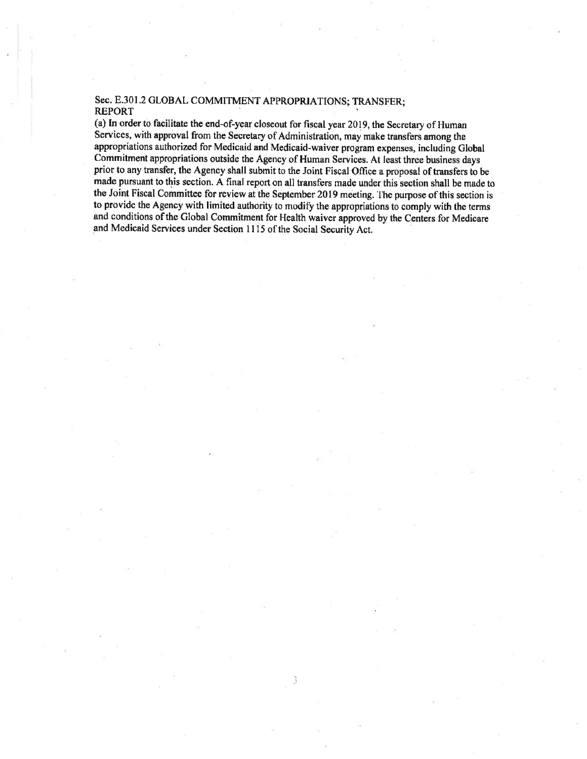### Sec. E.301.2 GLOBAL COMMITMENT APPROPRIATIONS; TRANSFER; REPORT

(a) In order to facilitate the end-of-year closeout for fiscal year 2019, the Secretary of Human Services, with approval from the Secretary of Administration, may make transfers among the appropriations authorized for Medicaid and Medicaid-waiver program expenses, including Global Commitment appropriations outside the Agency of Human Services. At least three business days prior to any transfer, the Agency shall submit to the Joint Fiscal Office a proposal of transfers to be made pursuant to this section. A final report on all transfers made under this section shall be made to the Joint Fiscal Committee for review at the September 2019 meeting. The purpose of this section is to provide the Agency with limited authority to modify the appropriations to comply with the terms and conditions of the Global Commitment for Health waiver approved by the Centers for Medicare and Medicaid Services under Section 1115 of the Social Security Act.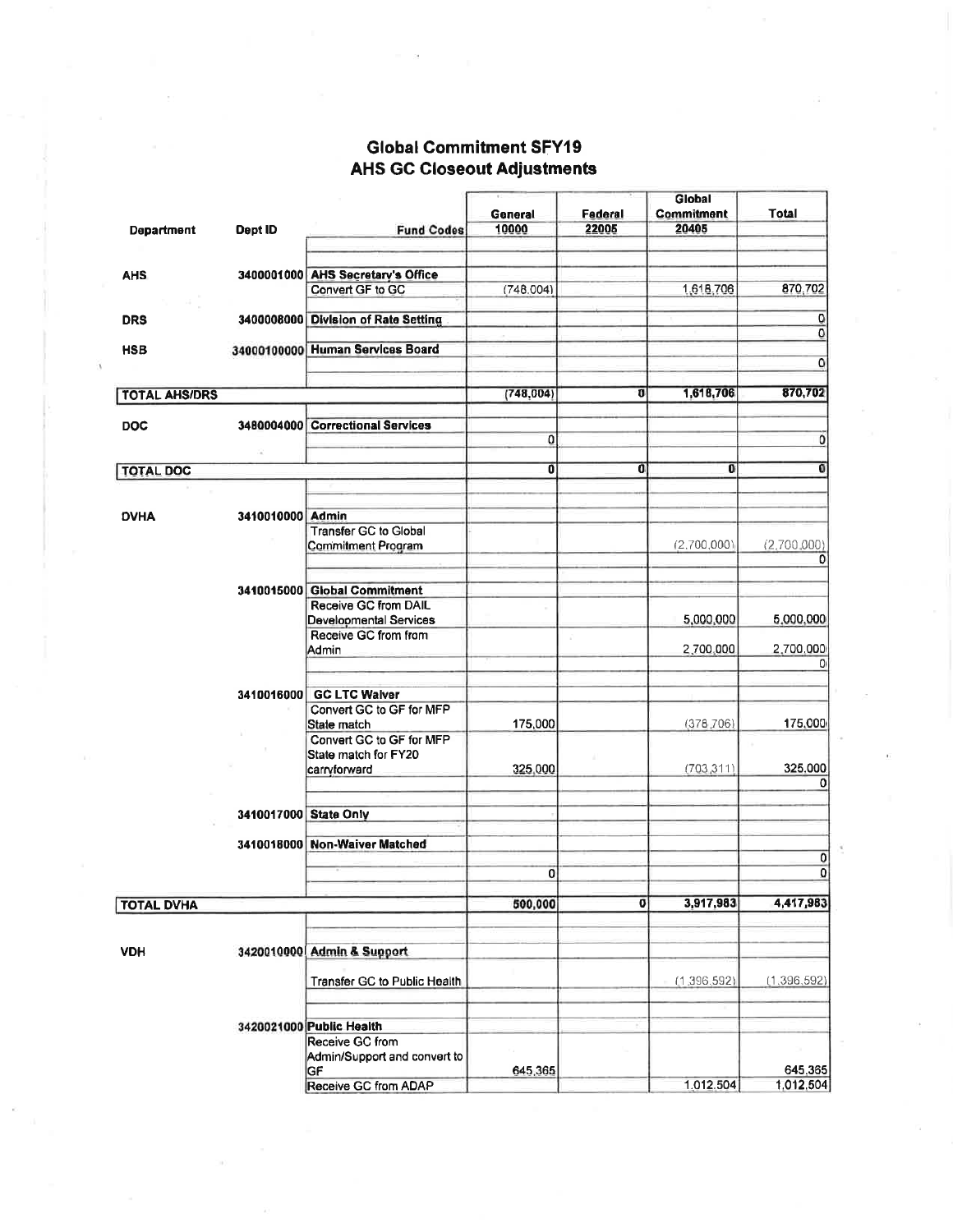# Global Commitment SFY19
## AHS GC Closeout Adjustments

| Department | Dept ID | Fund Codes | General 10000 | Federal 22005 | Global Commitment 20405 | Total |
|---|---|---|---|---|---|---|
| AHS | 3400001000 | AHS Secretary's Office | | | | |
| | | Convert GF to GC | (748,004) | | 1,618,706 | 870,702 |
| DRS | 3400008000 | Division of Rate Setting | | | | 0 |
| | | | | | | 0 |
| HSB | 34000100000 | Human Services Board | | | | |
| | | | | | | 0 |
| TOTAL AHS/DRS | | | (748,004) | 0 | 1,618,706 | 870,702 |
| DOC | 3480004000 | Correctional Services | | | | |
| | | | 0 | | | 0 |
| TOTAL DOC | | | 0 | 0 | 0 | 0 |
| DVHA | 3410010000 | Admin | | | | |
| | | Transfer GC to Global Commitment Program | | | (2,700,000) | (2,700,000) |
| | | | | | | 0 |
| | 3410015000 | Global Commitment | | | | |
| | | Receive GC from DAIL Developmental Services | | | 5,000,000 | 5,000,000 |
| | | Receive GC from from Admin | | | 2,700,000 | 2,700,000 |
| | | | | | | 0 |
| | 3410016000 | GC LTC Waiver | | | | |
| | | Convert GC to GF for MFP State match | 175,000 | | (378,706) | 175,000 |
| | | Convert GC to GF for MFP State match for FY20 carryforward | 325,000 | | (703,311) | 325,000 |
| | | | | | | 0 |
| | 3410017000 | State Only | | | | |
| | 3410018000 | Non-Waiver Matched | | | | |
| | | | | | | 0 |
| | | | 0 | | | 0 |
| TOTAL DVHA | | | 500,000 | 0 | 3,917,983 | 4,417,983 |
| VDH | 3420010000 | Admin & Support | | | | |
| | | Transfer GC to Public Health | | | (1,396,592) | (1,396,592) |
| | 3420021000 | Public Health | | | | |
| | | Receive GC from Admin/Support and convert to GF | 645,365 | | | 645,365 |
| | | Receive GC from ADAP | | | 1,012,504 | 1,012,504 |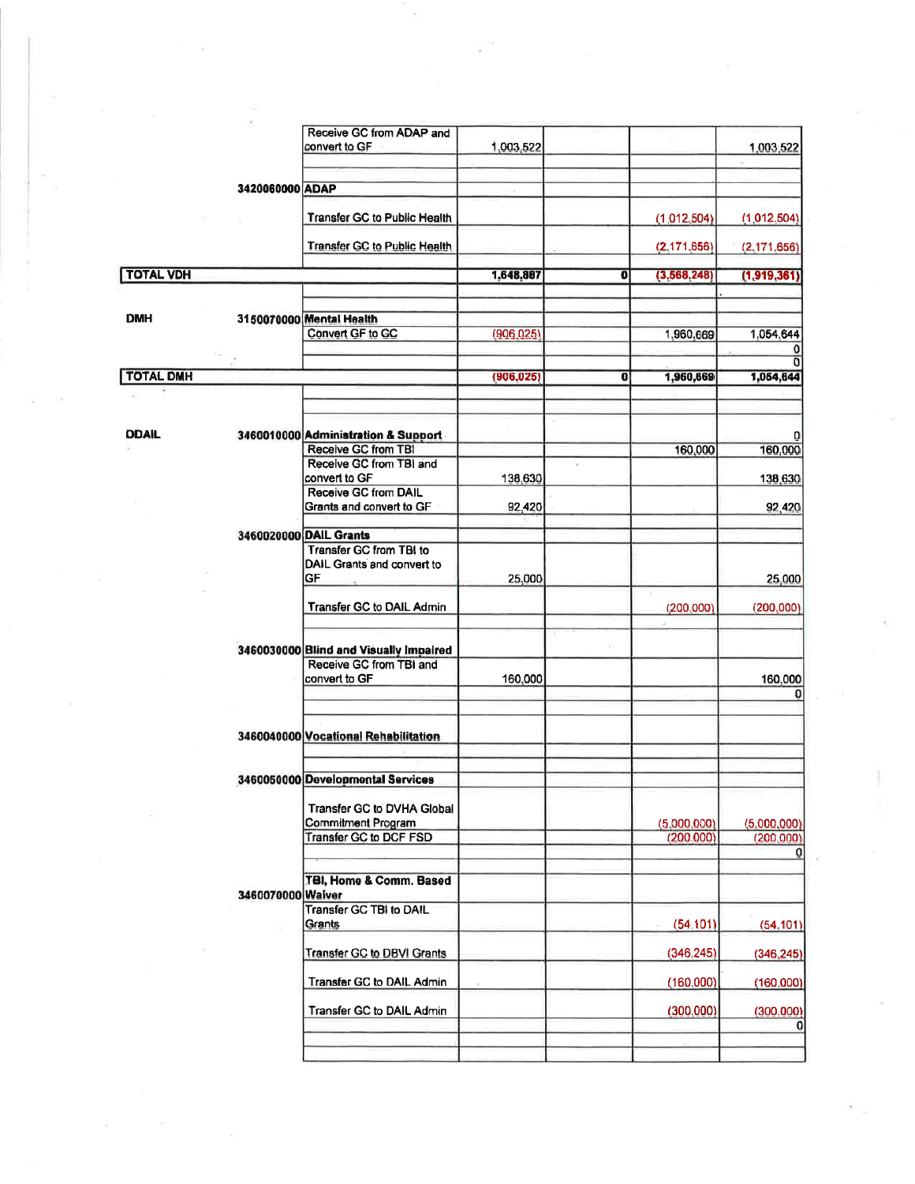| | | | | | | |
|---|---|---|---|---|---|---|
| | | Receive GC from ADAP and convert to GF | 1,003,522 | | | 1,003,522 |
| | 3420060000 | ADAP | | | | |
| | | Transfer GC to Public Health | | | (1,012,504) | (1,012,504) |
| | | Transfer GC to Public Health | | | (2,171,656) | (2,171,656) |
| TOTAL VDH | | | 1,648,887 | 0 | (3,568,248) | (1,919,361) |
| DMH | 3150070000 | Mental Health | | | | |
| | | Convert GF to GC | (906,025) | | 1,960,669 | 1,054,644 |
| | | | | | | 0 |
| | | | | | | 0 |
| TOTAL DMH | | | (906,025) | 0 | 1,960,669 | 1,054,644 |
| DDAIL | 3460010000 | Administration & Support | | | | 0 |
| | | Receive GC from TBI | | | 160,000 | 160,000 |
| | | Receive GC from TBI and convert to GF | 138,630 | | | 138,630 |
| | | Receive GC from DAIL Grants and convert to GF | 92,420 | | | 92,420 |
| | 3460020000 | DAIL Grants | | | | |
| | | Transfer GC from TBI to DAIL Grants and convert to GF | 25,000 | | | 25,000 |
| | | Transfer GC to DAIL Admin | | | (200,000) | (200,000) |
| | 3460030000 | Blind and Visually Impaired | | | | |
| | | Receive GC from TBI and convert to GF | 160,000 | | | 160,000 |
| | | | | | | 0 |
| | 3460040000 | Vocational Rehabilitation | | | | |
| | 3460050000 | Developmental Services | | | | |
| | | Transfer GC to DVHA Global Commitment Program | | | (5,000,000) | (5,000,000) |
| | | Transfer GC to DCF FSD | | | (200,000) | (200,000) |
| | | | | | | 0 |
| | 3460070000 | TBI, Home & Comm. Based Waiver | | | | |
| | | Transfer GC TBI to DAIL Grants | | | (54,101) | (54,101) |
| | | Transfer GC to DBVI Grants | | | (346,245) | (346,245) |
| | | Transfer GC to DAIL Admin | | | (160,000) | (160,000) |
| | | Transfer GC to DAIL Admin | | | (300,000) | (300,000) |
| | | | | | | 0 |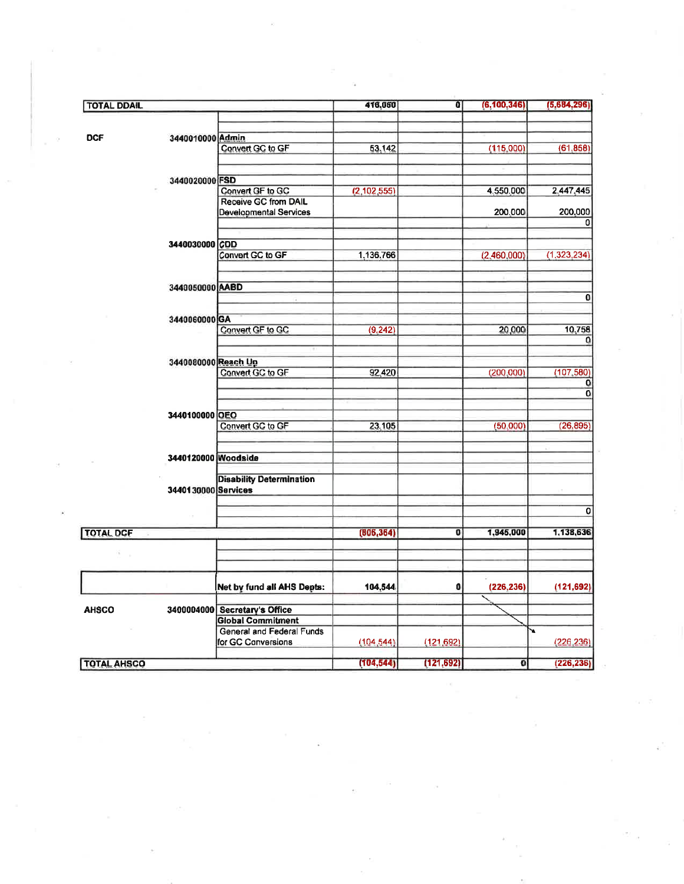| | | | | | | |
|---|---|---|---|---|---|---|
| TOTAL DDAIL | | | 416,050 | 0 | (6,100,346) | (5,684,296) |
| | | | | | | |
| DCF | 3440010000 | Admin | | | | |
| | | Convert GC to GF | 53,142 | | (115,000) | (61,858) |
| | | | | | | |
| | 3440020000 | FSD | | | | |
| | | Convert GF to GC | (2,102,555) | | 4,550,000 | 2,447,445 |
| | | Receive GC from DAIL Developmental Services | | | 200,000 | 200,000 |
| | | | | | | 0 |
| | 3440030000 | CDD | | | | |
| | | Convert GC to GF | 1,136,766 | | (2,460,000) | (1,323,234) |
| | | | | | | |
| | 3440050000 | AABD | | | | |
| | | | | | | 0 |
| | 3440060000 | GA | | | | |
| | | Convert GF to GC | (9,242) | | 20,000 | 10,758 |
| | | | | | | 0 |
| | 3440080000 | Reach Up | | | | |
| | | Convert GC to GF | 92,420 | | (200,000) | (107,580) |
| | | | | | | 0 |
| | | | | | | 0 |
| | 3440100000 | OEO | | | | |
| | | Convert GC to GF | 23,105 | | (50,000) | (26,895) |
| | | | | | | |
| | 3440120000 | Woodside | | | | |
| | 3440130000 | Disability Determination Services | | | | |
| | | | | | | 0 |
| TOTAL DCF | | | (806,364) | 0 | 1,945,000 | 1,138,636 |
| | | | | | | |
| | | Net by fund all AHS Depts: | 104,544 | 0 | (226,236) | (121,692) |
| AHSCO | 3400004000 | Secretary's Office | | | | |
| | | Global Commitment | | | | |
| | | General and Federal Funds for GC Conversions | (104,544) | (121,692) | | (226,236) |
| TOTAL AHSCO | | | (104,544) | (121,692) | 0 | (226,236) |